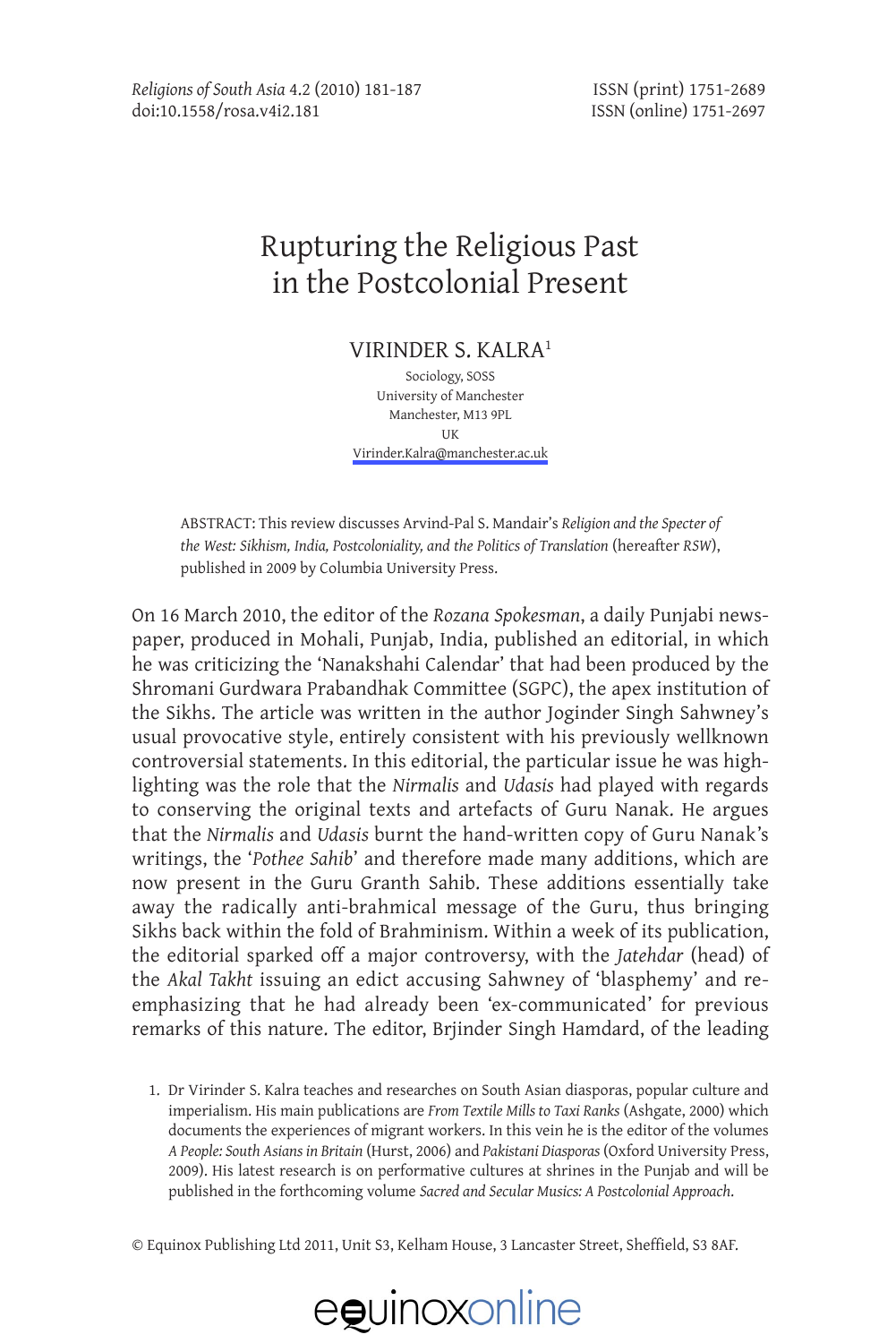# Rupturing the Religious Past in the Postcolonial Present

VIRINDER S. KALRA[1]

Sociology, SOSS
University of Manchester
Manchester, M13 9PL
UK
Virinder.Kalra@manchester.ac.uk

ABSTRACT: This review discusses Arvind-Pal S. Mandair's *Religion and the Specter of the West: Sikhism, India, Postcoloniality, and the Politics of Translation* (hereafter *RSW*), published in 2009 by Columbia University Press.

On 16 March 2010, the editor of the *Rozana Spokesman*, a daily Punjabi newspaper, produced in Mohali, Punjab, India, published an editorial, in which he was criticizing the 'Nanakshahi Calendar' that had been produced by the Shromani Gurdwara Prabandhak Committee (SGPC), the apex institution of the Sikhs. The article was written in the author Joginder Singh Sahwney's usual provocative style, entirely consistent with his previously wellknown controversial statements. In this editorial, the particular issue he was highlighting was the role that the *Nirmalis* and *Udasis* had played with regards to conserving the original texts and artefacts of Guru Nanak. He argues that the *Nirmalis* and *Udasis* burnt the hand-written copy of Guru Nanak's writings, the '*Pothee Sahib*' and therefore made many additions, which are now present in the Guru Granth Sahib. These additions essentially take away the radically anti-brahmical message of the Guru, thus bringing Sikhs back within the fold of Brahminism. Within a week of its publication, the editorial sparked off a major controversy, with the *Jatehdar* (head) of the *Akal Takht* issuing an edict accusing Sahwney of 'blasphemy' and re-emphasizing that he had already been 'ex-communicated' for previous remarks of this nature. The editor, Brjinder Singh Hamdard, of the leading

1. Dr Virinder S. Kalra teaches and researches on South Asian diasporas, popular culture and imperialism. His main publications are *From Textile Mills to Taxi Ranks* (Ashgate, 2000) which documents the experiences of migrant workers. In this vein he is the editor of the volumes *A People: South Asians in Britain* (Hurst, 2006) and *Pakistani Diasporas* (Oxford University Press, 2009). His latest research is on performative cultures at shrines in the Punjab and will be published in the forthcoming volume *Sacred and Secular Musics: A Postcolonial Approach*.

© Equinox Publishing Ltd 2011, Unit S3, Kelham House, 3 Lancaster Street, Sheffield, S3 8AF.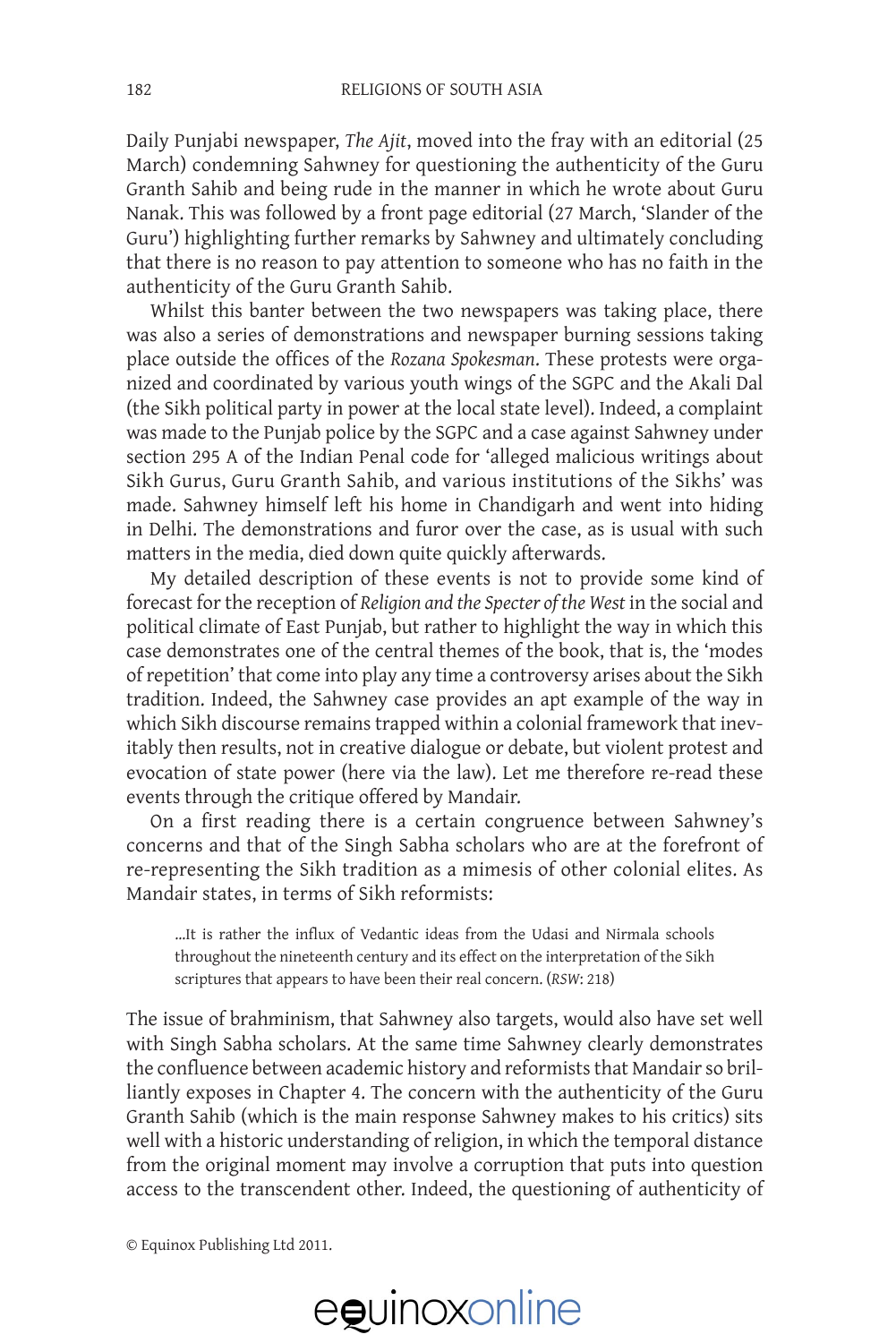Daily Punjabi newspaper, *The Ajit*, moved into the fray with an editorial (25 March) condemning Sahwney for questioning the authenticity of the Guru Granth Sahib and being rude in the manner in which he wrote about Guru Nanak. This was followed by a front page editorial (27 March, 'Slander of the Guru') highlighting further remarks by Sahwney and ultimately concluding that there is no reason to pay attention to someone who has no faith in the authenticity of the Guru Granth Sahib.

Whilst this banter between the two newspapers was taking place, there was also a series of demonstrations and newspaper burning sessions taking place outside the offices of the *Rozana Spokesman*. These protests were organized and coordinated by various youth wings of the SGPC and the Akali Dal (the Sikh political party in power at the local state level). Indeed, a complaint was made to the Punjab police by the SGPC and a case against Sahwney under section 295 A of the Indian Penal code for 'alleged malicious writings about Sikh Gurus, Guru Granth Sahib, and various institutions of the Sikhs' was made. Sahwney himself left his home in Chandigarh and went into hiding in Delhi. The demonstrations and furor over the case, as is usual with such matters in the media, died down quite quickly afterwards.

My detailed description of these events is not to provide some kind of forecast for the reception of *Religion and the Specter of the West* in the social and political climate of East Punjab, but rather to highlight the way in which this case demonstrates one of the central themes of the book, that is, the 'modes of repetition' that come into play any time a controversy arises about the Sikh tradition. Indeed, the Sahwney case provides an apt example of the way in which Sikh discourse remains trapped within a colonial framework that inevitably then results, not in creative dialogue or debate, but violent protest and evocation of state power (here via the law). Let me therefore re-read these events through the critique offered by Mandair.

On a first reading there is a certain congruence between Sahwney's concerns and that of the Singh Sabha scholars who are at the forefront of re-representing the Sikh tradition as a mimesis of other colonial elites. As Mandair states, in terms of Sikh reformists:

> ...It is rather the influx of Vedantic ideas from the Udasi and Nirmala schools throughout the nineteenth century and its effect on the interpretation of the Sikh scriptures that appears to have been their real concern. (*RSW*: 218)

The issue of brahminism, that Sahwney also targets, would also have set well with Singh Sabha scholars. At the same time Sahwney clearly demonstrates the confluence between academic history and reformists that Mandair so brilliantly exposes in Chapter 4. The concern with the authenticity of the Guru Granth Sahib (which is the main response Sahwney makes to his critics) sits well with a historic understanding of religion, in which the temporal distance from the original moment may involve a corruption that puts into question access to the transcendent other. Indeed, the questioning of authenticity of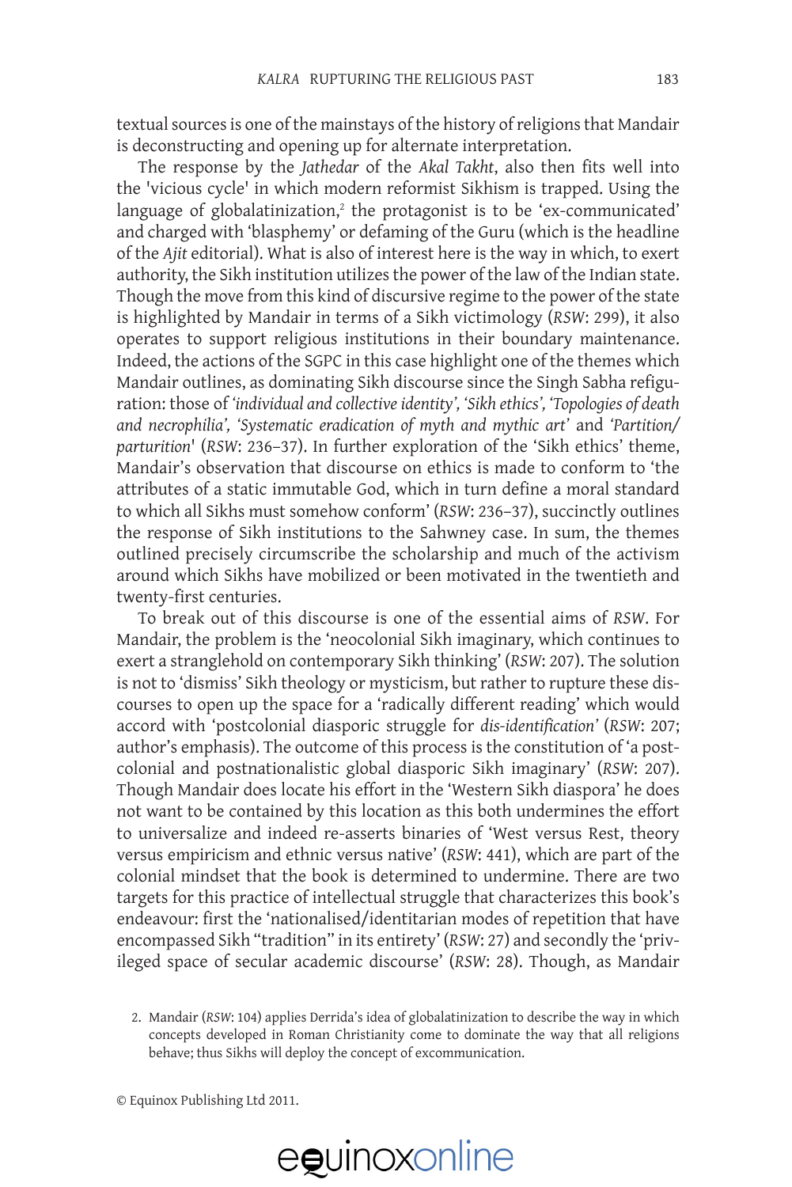textual sources is one of the mainstays of the history of religions that Mandair is deconstructing and opening up for alternate interpretation.

The response by the *Jathedar* of the *Akal Takht*, also then fits well into the 'vicious cycle' in which modern reformist Sikhism is trapped. Using the language of globalatinization,[2] the protagonist is to be 'ex-communicated' and charged with 'blasphemy' or defaming of the Guru (which is the headline of the *Ajit* editorial). What is also of interest here is the way in which, to exert authority, the Sikh institution utilizes the power of the law of the Indian state. Though the move from this kind of discursive regime to the power of the state is highlighted by Mandair in terms of a Sikh victimology (*RSW*: 299), it also operates to support religious institutions in their boundary maintenance. Indeed, the actions of the SGPC in this case highlight one of the themes which Mandair outlines, as dominating Sikh discourse since the Singh Sabha refiguration: those of *'individual and collective identity', 'Sikh ethics', 'Topologies of death and necrophilia', 'Systematic eradication of myth and mythic art'* and *'Partition/parturition'* (*RSW*: 236–37). In further exploration of the 'Sikh ethics' theme, Mandair's observation that discourse on ethics is made to conform to 'the attributes of a static immutable God, which in turn define a moral standard to which all Sikhs must somehow conform' (*RSW*: 236–37), succinctly outlines the response of Sikh institutions to the Sahwney case. In sum, the themes outlined precisely circumscribe the scholarship and much of the activism around which Sikhs have mobilized or been motivated in the twentieth and twenty-first centuries.

To break out of this discourse is one of the essential aims of *RSW*. For Mandair, the problem is the 'neocolonial Sikh imaginary, which continues to exert a stranglehold on contemporary Sikh thinking' (*RSW*: 207). The solution is not to 'dismiss' Sikh theology or mysticism, but rather to rupture these discourses to open up the space for a 'radically different reading' which would accord with 'postcolonial diasporic struggle for *dis-identification*' (*RSW*: 207; author's emphasis). The outcome of this process is the constitution of 'a postcolonial and postnationalistic global diasporic Sikh imaginary' (*RSW*: 207). Though Mandair does locate his effort in the 'Western Sikh diaspora' he does not want to be contained by this location as this both undermines the effort to universalize and indeed re-asserts binaries of 'West versus Rest, theory versus empiricism and ethnic versus native' (*RSW*: 441), which are part of the colonial mindset that the book is determined to undermine. There are two targets for this practice of intellectual struggle that characterizes this book's endeavour: first the 'nationalised/identitarian modes of repetition that have encompassed Sikh "tradition" in its entirety' (*RSW*: 27) and secondly the 'privileged space of secular academic discourse' (*RSW*: 28). Though, as Mandair

2. Mandair (*RSW*: 104) applies Derrida's idea of globalatinization to describe the way in which concepts developed in Roman Christianity come to dominate the way that all religions behave; thus Sikhs will deploy the concept of excommunication.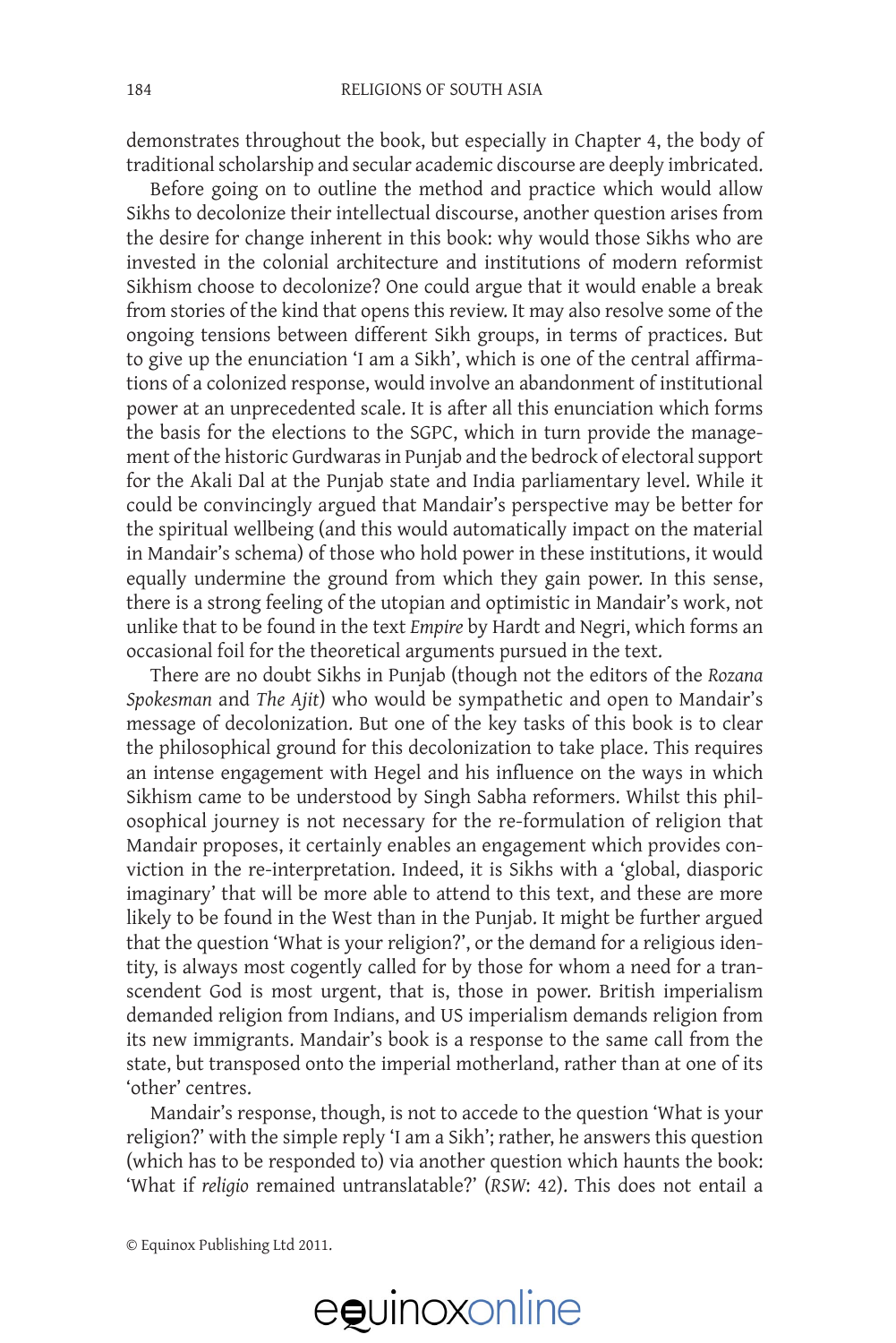demonstrates throughout the book, but especially in Chapter 4, the body of traditional scholarship and secular academic discourse are deeply imbricated.

Before going on to outline the method and practice which would allow Sikhs to decolonize their intellectual discourse, another question arises from the desire for change inherent in this book: why would those Sikhs who are invested in the colonial architecture and institutions of modern reformist Sikhism choose to decolonize? One could argue that it would enable a break from stories of the kind that opens this review. It may also resolve some of the ongoing tensions between different Sikh groups, in terms of practices. But to give up the enunciation 'I am a Sikh', which is one of the central affirmations of a colonized response, would involve an abandonment of institutional power at an unprecedented scale. It is after all this enunciation which forms the basis for the elections to the SGPC, which in turn provide the management of the historic Gurdwaras in Punjab and the bedrock of electoral support for the Akali Dal at the Punjab state and India parliamentary level. While it could be convincingly argued that Mandair's perspective may be better for the spiritual wellbeing (and this would automatically impact on the material in Mandair's schema) of those who hold power in these institutions, it would equally undermine the ground from which they gain power. In this sense, there is a strong feeling of the utopian and optimistic in Mandair's work, not unlike that to be found in the text *Empire* by Hardt and Negri, which forms an occasional foil for the theoretical arguments pursued in the text.

There are no doubt Sikhs in Punjab (though not the editors of the *Rozana Spokesman* and *The Ajit*) who would be sympathetic and open to Mandair's message of decolonization. But one of the key tasks of this book is to clear the philosophical ground for this decolonization to take place. This requires an intense engagement with Hegel and his influence on the ways in which Sikhism came to be understood by Singh Sabha reformers. Whilst this philosophical journey is not necessary for the re-formulation of religion that Mandair proposes, it certainly enables an engagement which provides conviction in the re-interpretation. Indeed, it is Sikhs with a 'global, diasporic imaginary' that will be more able to attend to this text, and these are more likely to be found in the West than in the Punjab. It might be further argued that the question 'What is your religion?', or the demand for a religious identity, is always most cogently called for by those for whom a need for a transcendent God is most urgent, that is, those in power. British imperialism demanded religion from Indians, and US imperialism demands religion from its new immigrants. Mandair's book is a response to the same call from the state, but transposed onto the imperial motherland, rather than at one of its 'other' centres.

Mandair's response, though, is not to accede to the question 'What is your religion?' with the simple reply 'I am a Sikh'; rather, he answers this question (which has to be responded to) via another question which haunts the book: 'What if *religio* remained untranslatable?' (*RSW*: 42). This does not entail a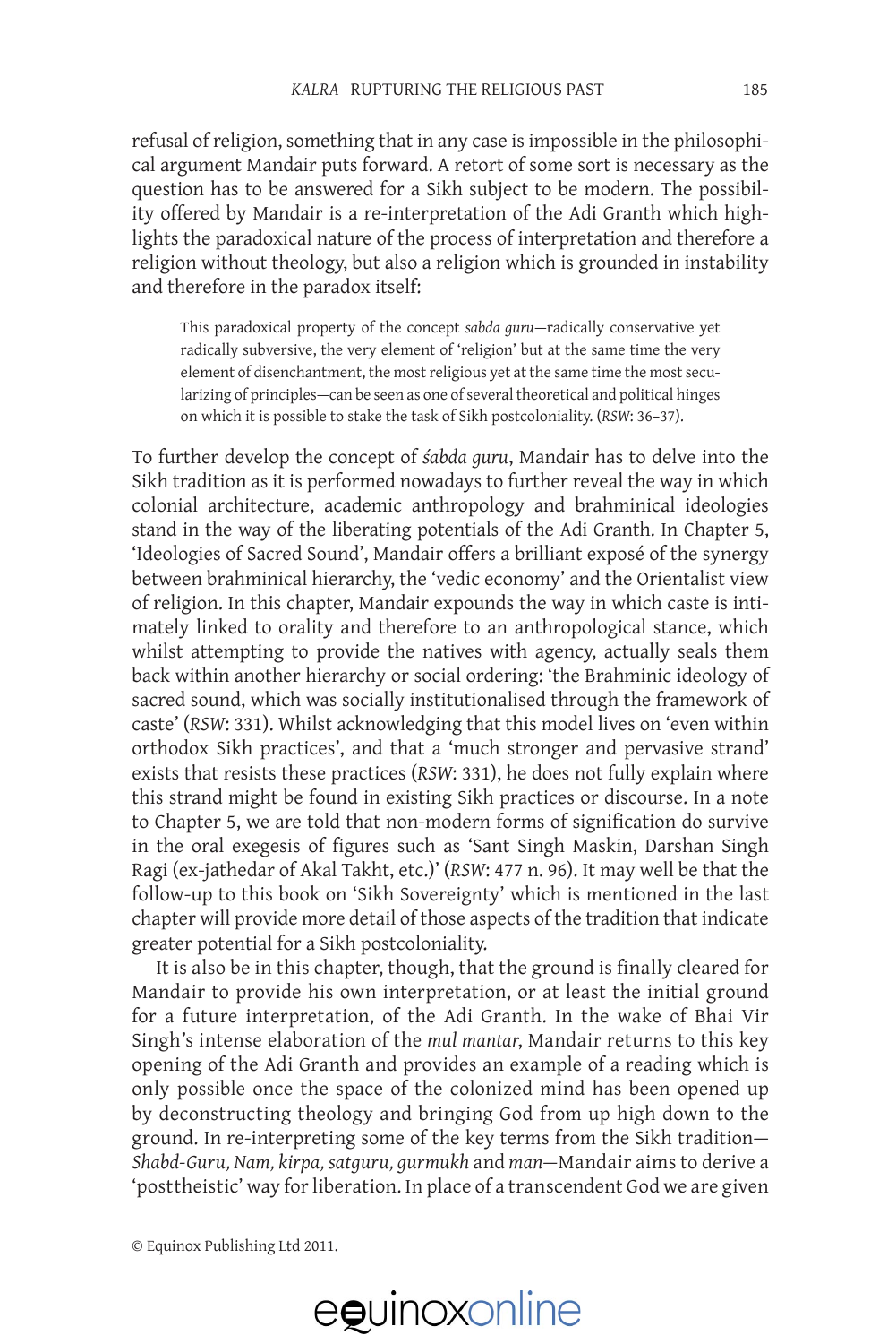refusal of religion, something that in any case is impossible in the philosophical argument Mandair puts forward. A retort of some sort is necessary as the question has to be answered for a Sikh subject to be modern. The possibility offered by Mandair is a re-interpretation of the Adi Granth which highlights the paradoxical nature of the process of interpretation and therefore a religion without theology, but also a religion which is grounded in instability and therefore in the paradox itself:

> This paradoxical property of the concept *sabda guru*—radically conservative yet radically subversive, the very element of 'religion' but at the same time the very element of disenchantment, the most religious yet at the same time the most secularizing of principles—can be seen as one of several theoretical and political hinges on which it is possible to stake the task of Sikh postcoloniality. (*RSW*: 36–37).

To further develop the concept of *śabda guru*, Mandair has to delve into the Sikh tradition as it is performed nowadays to further reveal the way in which colonial architecture, academic anthropology and brahminical ideologies stand in the way of the liberating potentials of the Adi Granth. In Chapter 5, 'Ideologies of Sacred Sound', Mandair offers a brilliant exposé of the synergy between brahminical hierarchy, the 'vedic economy' and the Orientalist view of religion. In this chapter, Mandair expounds the way in which caste is intimately linked to orality and therefore to an anthropological stance, which whilst attempting to provide the natives with agency, actually seals them back within another hierarchy or social ordering: 'the Brahminic ideology of sacred sound, which was socially institutionalised through the framework of caste' (*RSW*: 331). Whilst acknowledging that this model lives on 'even within orthodox Sikh practices', and that a 'much stronger and pervasive strand' exists that resists these practices (*RSW*: 331), he does not fully explain where this strand might be found in existing Sikh practices or discourse. In a note to Chapter 5, we are told that non-modern forms of signification do survive in the oral exegesis of figures such as 'Sant Singh Maskin, Darshan Singh Ragi (ex-jathedar of Akal Takht, etc.)' (*RSW*: 477 n. 96). It may well be that the follow-up to this book on 'Sikh Sovereignty' which is mentioned in the last chapter will provide more detail of those aspects of the tradition that indicate greater potential for a Sikh postcoloniality.

It is also be in this chapter, though, that the ground is finally cleared for Mandair to provide his own interpretation, or at least the initial ground for a future interpretation, of the Adi Granth. In the wake of Bhai Vir Singh's intense elaboration of the *mul mantar*, Mandair returns to this key opening of the Adi Granth and provides an example of a reading which is only possible once the space of the colonized mind has been opened up by deconstructing theology and bringing God from up high down to the ground. In re-interpreting some of the key terms from the Sikh tradition—*Shabd-Guru, Nam, kirpa, satguru, gurmukh* and *man*—Mandair aims to derive a 'posttheistic' way for liberation. In place of a transcendent God we are given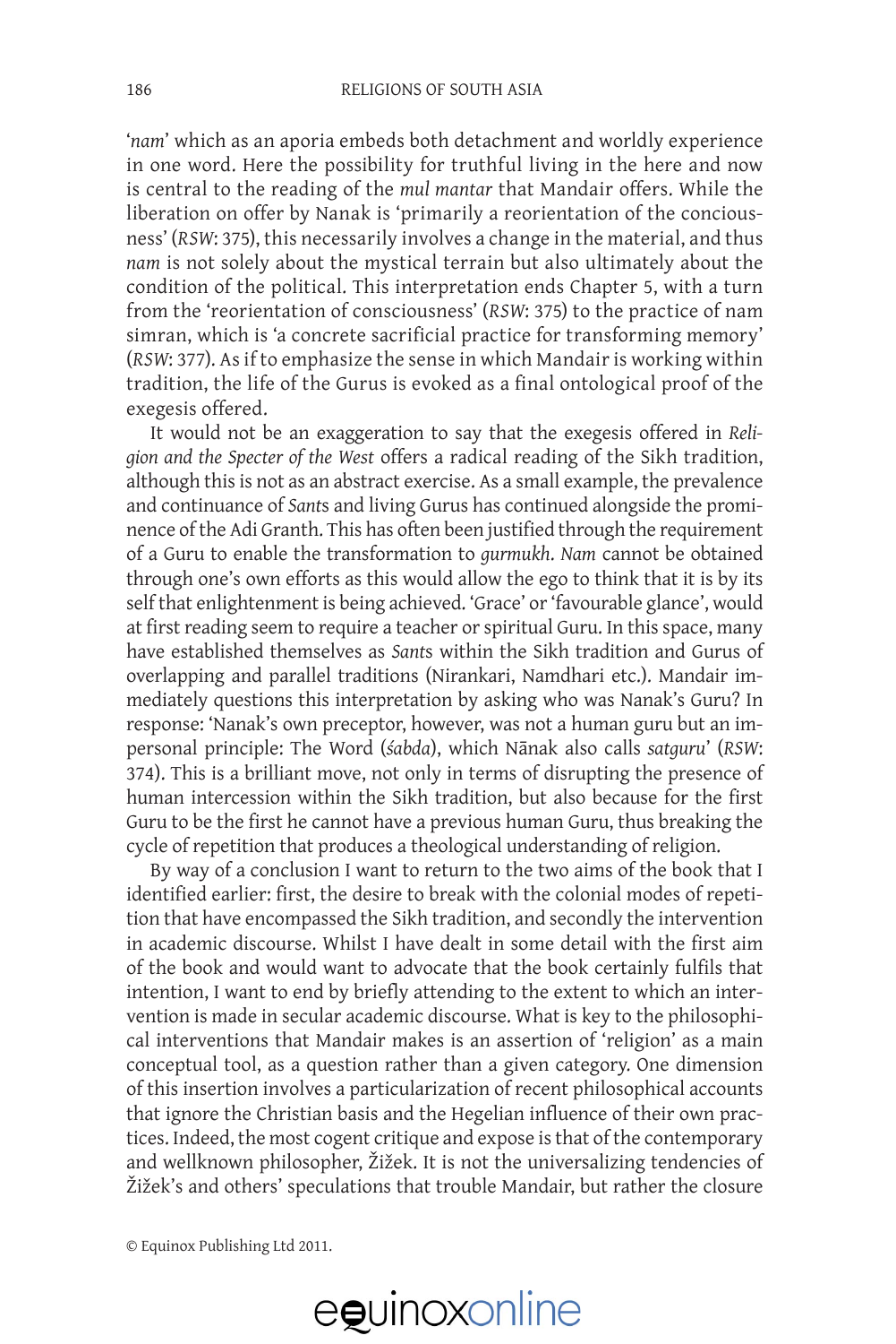'*nam*' which as an aporia embeds both detachment and worldly experience in one word. Here the possibility for truthful living in the here and now is central to the reading of the *mul mantar* that Mandair offers. While the liberation on offer by Nanak is 'primarily a reorientation of the conciousness' (*RSW*: 375), this necessarily involves a change in the material, and thus *nam* is not solely about the mystical terrain but also ultimately about the condition of the political. This interpretation ends Chapter 5, with a turn from the 'reorientation of consciousness' (*RSW*: 375) to the practice of nam simran, which is 'a concrete sacrificial practice for transforming memory' (*RSW*: 377). As if to emphasize the sense in which Mandair is working within tradition, the life of the Gurus is evoked as a final ontological proof of the exegesis offered.

It would not be an exaggeration to say that the exegesis offered in *Religion and the Specter of the West* offers a radical reading of the Sikh tradition, although this is not as an abstract exercise. As a small example, the prevalence and continuance of *Sant*s and living Gurus has continued alongside the prominence of the Adi Granth. This has often been justified through the requirement of a Guru to enable the transformation to *gurmukh*. *Nam* cannot be obtained through one's own efforts as this would allow the ego to think that it is by its self that enlightenment is being achieved. 'Grace' or 'favourable glance', would at first reading seem to require a teacher or spiritual Guru. In this space, many have established themselves as *Sant*s within the Sikh tradition and Gurus of overlapping and parallel traditions (Nirankari, Namdhari etc.). Mandair immediately questions this interpretation by asking who was Nanak's Guru? In response: 'Nanak's own preceptor, however, was not a human guru but an impersonal principle: The Word (*śabda*), which Nānak also calls *satguru*' (*RSW*: 374). This is a brilliant move, not only in terms of disrupting the presence of human intercession within the Sikh tradition, but also because for the first Guru to be the first he cannot have a previous human Guru, thus breaking the cycle of repetition that produces a theological understanding of religion.

By way of a conclusion I want to return to the two aims of the book that I identified earlier: first, the desire to break with the colonial modes of repetition that have encompassed the Sikh tradition, and secondly the intervention in academic discourse. Whilst I have dealt in some detail with the first aim of the book and would want to advocate that the book certainly fulfils that intention, I want to end by briefly attending to the extent to which an intervention is made in secular academic discourse. What is key to the philosophical interventions that Mandair makes is an assertion of 'religion' as a main conceptual tool, as a question rather than a given category. One dimension of this insertion involves a particularization of recent philosophical accounts that ignore the Christian basis and the Hegelian influence of their own practices. Indeed, the most cogent critique and expose is that of the contemporary and wellknown philosopher, Žižek. It is not the universalizing tendencies of Žižek's and others' speculations that trouble Mandair, but rather the closure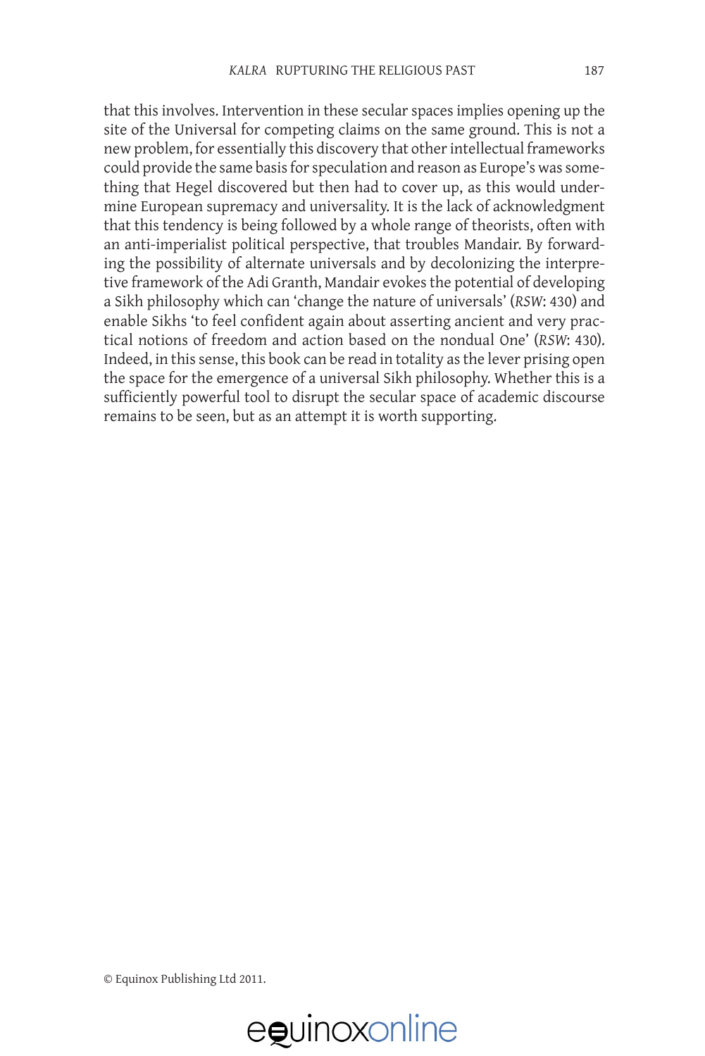that this involves. Intervention in these secular spaces implies opening up the site of the Universal for competing claims on the same ground. This is not a new problem, for essentially this discovery that other intellectual frameworks could provide the same basis for speculation and reason as Europe's was something that Hegel discovered but then had to cover up, as this would undermine European supremacy and universality. It is the lack of acknowledgment that this tendency is being followed by a whole range of theorists, often with an anti-imperialist political perspective, that troubles Mandair. By forwarding the possibility of alternate universals and by decolonizing the interpretive framework of the Adi Granth, Mandair evokes the potential of developing a Sikh philosophy which can 'change the nature of universals' (*RSW*: 430) and enable Sikhs 'to feel confident again about asserting ancient and very practical notions of freedom and action based on the nondual One' (*RSW*: 430). Indeed, in this sense, this book can be read in totality as the lever prising open the space for the emergence of a universal Sikh philosophy. Whether this is a sufficiently powerful tool to disrupt the secular space of academic discourse remains to be seen, but as an attempt it is worth supporting.

© Equinox Publishing Ltd 2011.